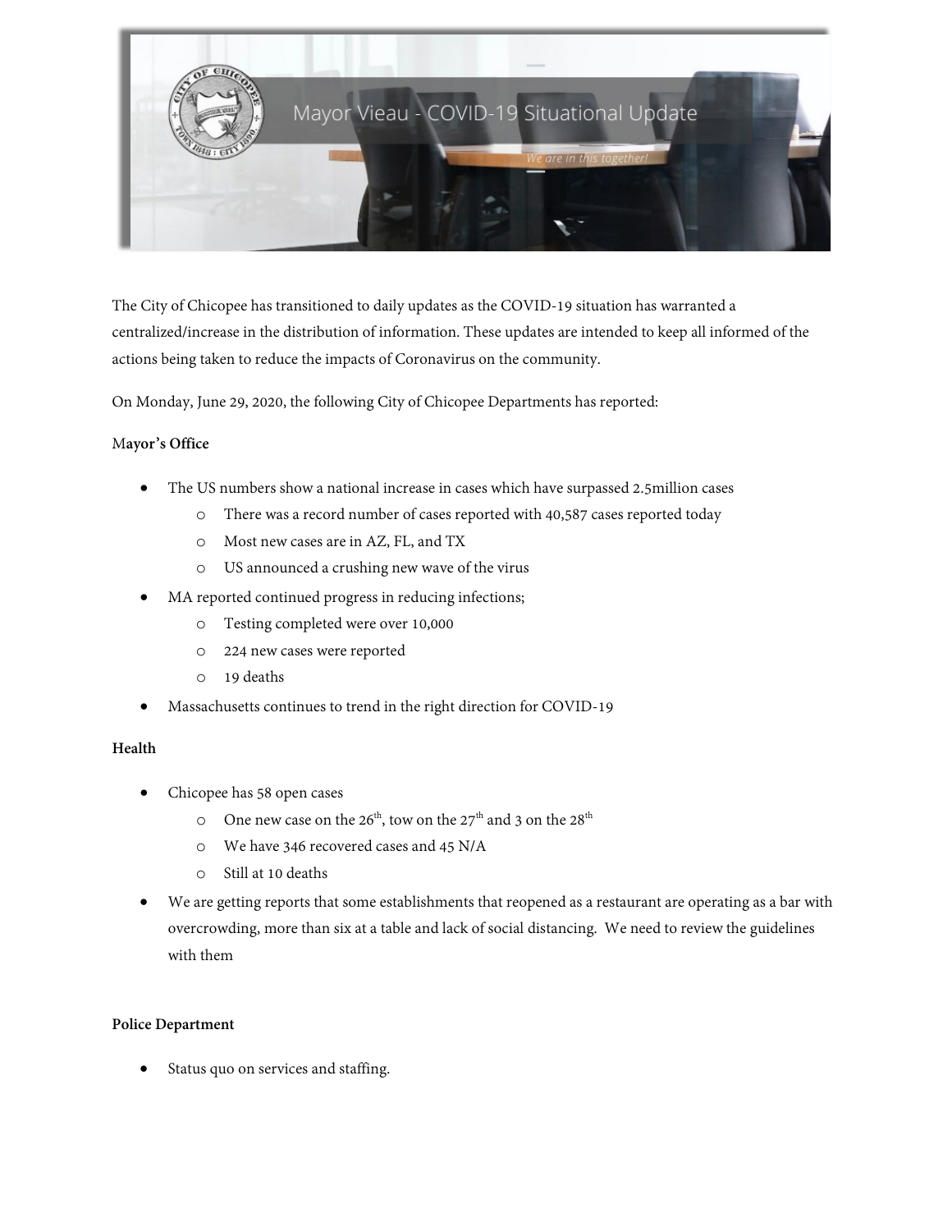# Mayor Vieau - COVID-19 Situational Update

*We are in this together!*

The City of Chicopee has transitioned to daily updates as the COVID-19 situation has warranted a centralized/increase in the distribution of information. These updates are intended to keep all informed of the actions being taken to reduce the impacts of Coronavirus on the community.

On Monday, June 29, 2020, the following City of Chicopee Departments has reported:

**Mayor's Office**

- The US numbers show a national increase in cases which have surpassed 2.5million cases
  - There was a record number of cases reported with 40,587 cases reported today
  - Most new cases are in AZ, FL, and TX
  - US announced a crushing new wave of the virus
- MA reported continued progress in reducing infections;
  - Testing completed were over 10,000
  - 224 new cases were reported
  - 19 deaths
- Massachusetts continues to trend in the right direction for COVID-19

**Health**

- Chicopee has 58 open cases
  - One new case on the 26th, tow on the 27th and 3 on the 28th
  - We have 346 recovered cases and 45 N/A
  - Still at 10 deaths
- We are getting reports that some establishments that reopened as a restaurant are operating as a bar with overcrowding, more than six at a table and lack of social distancing. We need to review the guidelines with them

**Police Department**

- Status quo on services and staffing.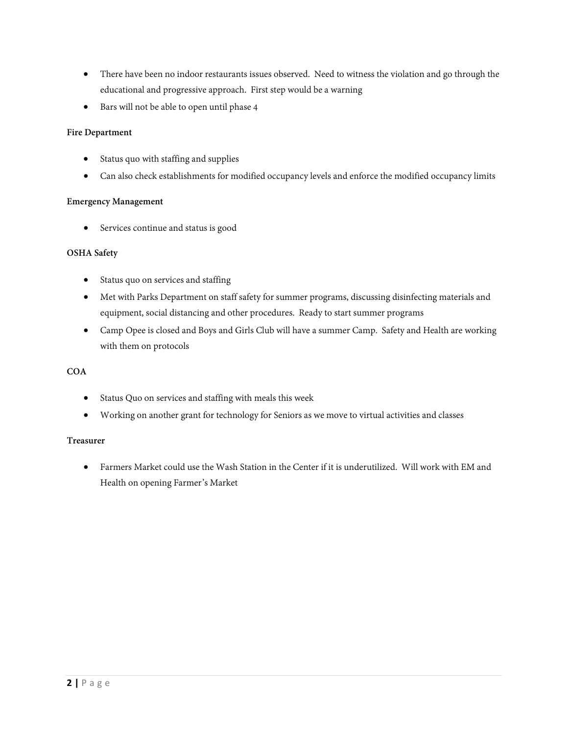- There have been no indoor restaurants issues observed. Need to witness the violation and go through the educational and progressive approach. First step would be a warning
- Bars will not be able to open until phase 4

**Fire Department**

- Status quo with staffing and supplies
- Can also check establishments for modified occupancy levels and enforce the modified occupancy limits

**Emergency Management**

- Services continue and status is good

**OSHA Safety**

- Status quo on services and staffing
- Met with Parks Department on staff safety for summer programs, discussing disinfecting materials and equipment, social distancing and other procedures. Ready to start summer programs
- Camp Opee is closed and Boys and Girls Club will have a summer Camp. Safety and Health are working with them on protocols

**COA**

- Status Quo on services and staffing with meals this week
- Working on another grant for technology for Seniors as we move to virtual activities and classes

**Treasurer**

- Farmers Market could use the Wash Station in the Center if it is underutilized. Will work with EM and Health on opening Farmer's Market